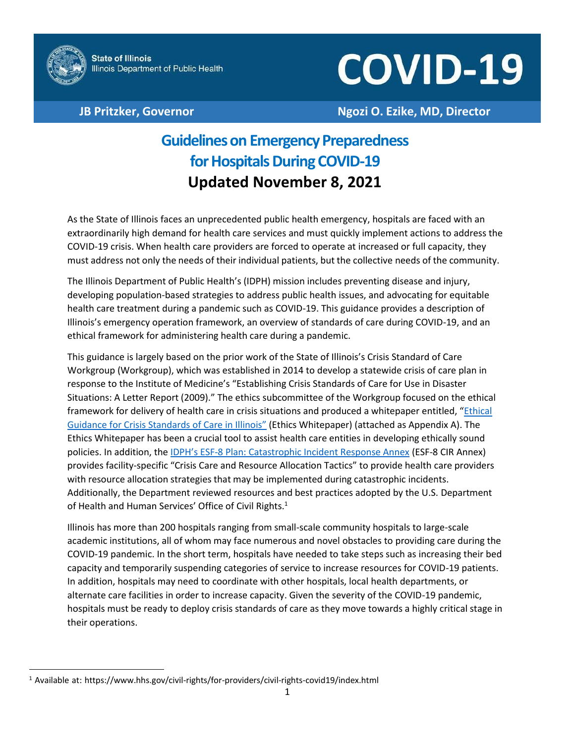State of Illinois
Illinois Department of Public Health

# COVID-19

**JB Pritzker, Governor** — **Ngozi O. Ezike, MD, Director**

## Guidelines on Emergency Preparedness for Hospitals During COVID-19
## Updated November 8, 2021

As the State of Illinois faces an unprecedented public health emergency, hospitals are faced with an extraordinarily high demand for health care services and must quickly implement actions to address the COVID-19 crisis. When health care providers are forced to operate at increased or full capacity, they must address not only the needs of their individual patients, but the collective needs of the community.

The Illinois Department of Public Health's (IDPH) mission includes preventing disease and injury, developing population-based strategies to address public health issues, and advocating for equitable health care treatment during a pandemic such as COVID-19. This guidance provides a description of Illinois's emergency operation framework, an overview of standards of care during COVID-19, and an ethical framework for administering health care during a pandemic.

This guidance is largely based on the prior work of the State of Illinois's Crisis Standard of Care Workgroup (Workgroup), which was established in 2014 to develop a statewide crisis of care plan in response to the Institute of Medicine's "Establishing Crisis Standards of Care for Use in Disaster Situations: A Letter Report (2009)." The ethics subcommittee of the Workgroup focused on the ethical framework for delivery of health care in crisis situations and produced a whitepaper entitled, "Ethical Guidance for Crisis Standards of Care in Illinois" (Ethics Whitepaper) (attached as Appendix A). The Ethics Whitepaper has been a crucial tool to assist health care entities in developing ethically sound policies. In addition, the IDPH's ESF-8 Plan: Catastrophic Incident Response Annex (ESF-8 CIR Annex) provides facility-specific "Crisis Care and Resource Allocation Tactics" to provide health care providers with resource allocation strategies that may be implemented during catastrophic incidents. Additionally, the Department reviewed resources and best practices adopted by the U.S. Department of Health and Human Services' Office of Civil Rights.[1]

Illinois has more than 200 hospitals ranging from small-scale community hospitals to large-scale academic institutions, all of whom may face numerous and novel obstacles to providing care during the COVID-19 pandemic. In the short term, hospitals have needed to take steps such as increasing their bed capacity and temporarily suspending categories of service to increase resources for COVID-19 patients. In addition, hospitals may need to coordinate with other hospitals, local health departments, or alternate care facilities in order to increase capacity. Given the severity of the COVID-19 pandemic, hospitals must be ready to deploy crisis standards of care as they move towards a highly critical stage in their operations.

[1] Available at: https://www.hhs.gov/civil-rights/for-providers/civil-rights-covid19/index.html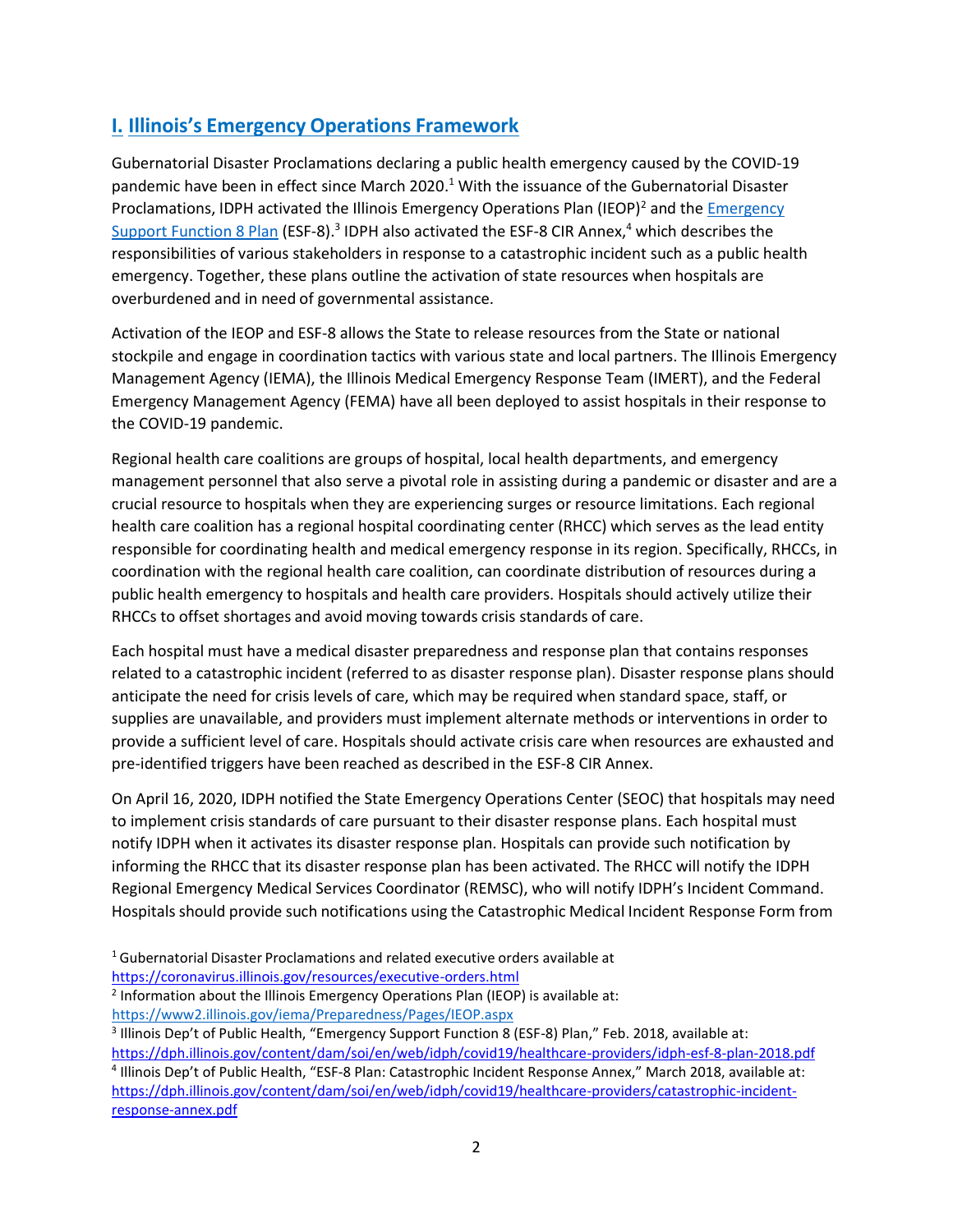## I. Illinois's Emergency Operations Framework

Gubernatorial Disaster Proclamations declaring a public health emergency caused by the COVID-19 pandemic have been in effect since March 2020.[1] With the issuance of the Gubernatorial Disaster Proclamations, IDPH activated the Illinois Emergency Operations Plan (IEOP)[2] and the Emergency Support Function 8 Plan (ESF-8).[3] IDPH also activated the ESF-8 CIR Annex,[4] which describes the responsibilities of various stakeholders in response to a catastrophic incident such as a public health emergency. Together, these plans outline the activation of state resources when hospitals are overburdened and in need of governmental assistance.

Activation of the IEOP and ESF-8 allows the State to release resources from the State or national stockpile and engage in coordination tactics with various state and local partners. The Illinois Emergency Management Agency (IEMA), the Illinois Medical Emergency Response Team (IMERT), and the Federal Emergency Management Agency (FEMA) have all been deployed to assist hospitals in their response to the COVID-19 pandemic.

Regional health care coalitions are groups of hospital, local health departments, and emergency management personnel that also serve a pivotal role in assisting during a pandemic or disaster and are a crucial resource to hospitals when they are experiencing surges or resource limitations. Each regional health care coalition has a regional hospital coordinating center (RHCC) which serves as the lead entity responsible for coordinating health and medical emergency response in its region. Specifically, RHCCs, in coordination with the regional health care coalition, can coordinate distribution of resources during a public health emergency to hospitals and health care providers. Hospitals should actively utilize their RHCCs to offset shortages and avoid moving towards crisis standards of care.

Each hospital must have a medical disaster preparedness and response plan that contains responses related to a catastrophic incident (referred to as disaster response plan). Disaster response plans should anticipate the need for crisis levels of care, which may be required when standard space, staff, or supplies are unavailable, and providers must implement alternate methods or interventions in order to provide a sufficient level of care. Hospitals should activate crisis care when resources are exhausted and pre-identified triggers have been reached as described in the ESF-8 CIR Annex.

On April 16, 2020, IDPH notified the State Emergency Operations Center (SEOC) that hospitals may need to implement crisis standards of care pursuant to their disaster response plans. Each hospital must notify IDPH when it activates its disaster response plan. Hospitals can provide such notification by informing the RHCC that its disaster response plan has been activated. The RHCC will notify the IDPH Regional Emergency Medical Services Coordinator (REMSC), who will notify IDPH's Incident Command. Hospitals should provide such notifications using the Catastrophic Medical Incident Response Form from

[1] Gubernatorial Disaster Proclamations and related executive orders available at https://coronavirus.illinois.gov/resources/executive-orders.html

[2] Information about the Illinois Emergency Operations Plan (IEOP) is available at: https://www2.illinois.gov/iema/Preparedness/Pages/IEOP.aspx

[3] Illinois Dep't of Public Health, "Emergency Support Function 8 (ESF-8) Plan," Feb. 2018, available at: https://dph.illinois.gov/content/dam/soi/en/web/idph/covid19/healthcare-providers/idph-esf-8-plan-2018.pdf

[4] Illinois Dep't of Public Health, "ESF-8 Plan: Catastrophic Incident Response Annex," March 2018, available at: https://dph.illinois.gov/content/dam/soi/en/web/idph/covid19/healthcare-providers/catastrophic-incident-response-annex.pdf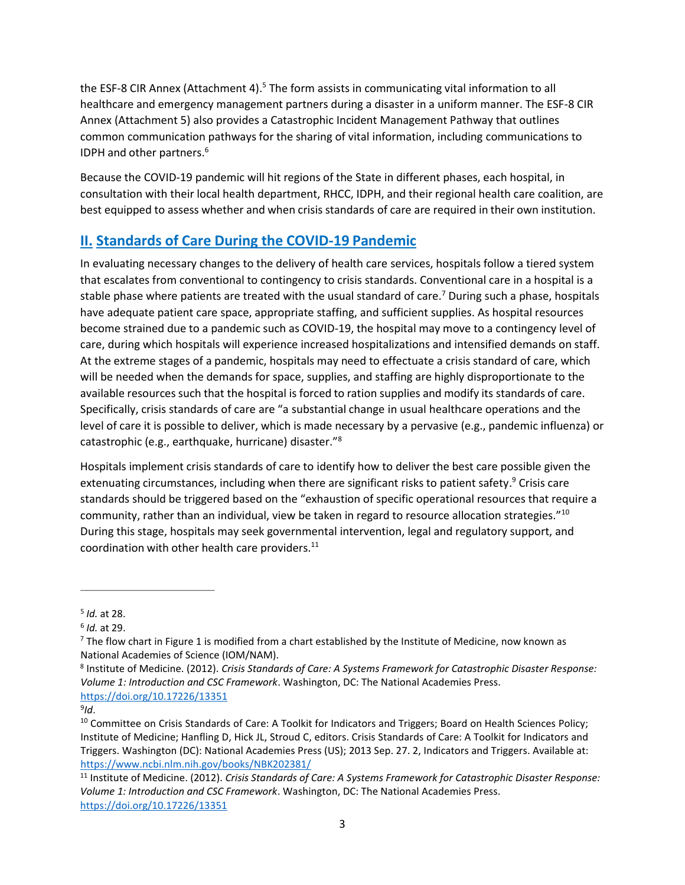the ESF-8 CIR Annex (Attachment 4).[5] The form assists in communicating vital information to all healthcare and emergency management partners during a disaster in a uniform manner. The ESF-8 CIR Annex (Attachment 5) also provides a Catastrophic Incident Management Pathway that outlines common communication pathways for the sharing of vital information, including communications to IDPH and other partners.[6]

Because the COVID-19 pandemic will hit regions of the State in different phases, each hospital, in consultation with their local health department, RHCC, IDPH, and their regional health care coalition, are best equipped to assess whether and when crisis standards of care are required in their own institution.

## II. Standards of Care During the COVID-19 Pandemic

In evaluating necessary changes to the delivery of health care services, hospitals follow a tiered system that escalates from conventional to contingency to crisis standards. Conventional care in a hospital is a stable phase where patients are treated with the usual standard of care.[7] During such a phase, hospitals have adequate patient care space, appropriate staffing, and sufficient supplies. As hospital resources become strained due to a pandemic such as COVID-19, the hospital may move to a contingency level of care, during which hospitals will experience increased hospitalizations and intensified demands on staff. At the extreme stages of a pandemic, hospitals may need to effectuate a crisis standard of care, which will be needed when the demands for space, supplies, and staffing are highly disproportionate to the available resources such that the hospital is forced to ration supplies and modify its standards of care. Specifically, crisis standards of care are "a substantial change in usual healthcare operations and the level of care it is possible to deliver, which is made necessary by a pervasive (e.g., pandemic influenza) or catastrophic (e.g., earthquake, hurricane) disaster."[8]

Hospitals implement crisis standards of care to identify how to deliver the best care possible given the extenuating circumstances, including when there are significant risks to patient safety.[9] Crisis care standards should be triggered based on the "exhaustion of specific operational resources that require a community, rather than an individual, view be taken in regard to resource allocation strategies."[10] During this stage, hospitals may seek governmental intervention, legal and regulatory support, and coordination with other health care providers.[11]

---

[5] *Id.* at 28.

[6] *Id.* at 29.

[7] The flow chart in Figure 1 is modified from a chart established by the Institute of Medicine, now known as National Academies of Science (IOM/NAM).

[8] Institute of Medicine. (2012). *Crisis Standards of Care: A Systems Framework for Catastrophic Disaster Response: Volume 1: Introduction and CSC Framework*. Washington, DC: The National Academies Press. https://doi.org/10.17226/13351

[9] *Id*.

[10] Committee on Crisis Standards of Care: A Toolkit for Indicators and Triggers; Board on Health Sciences Policy; Institute of Medicine; Hanfling D, Hick JL, Stroud C, editors. Crisis Standards of Care: A Toolkit for Indicators and Triggers. Washington (DC): National Academies Press (US); 2013 Sep. 27. 2, Indicators and Triggers. Available at: https://www.ncbi.nlm.nih.gov/books/NBK202381/

[11] Institute of Medicine. (2012). *Crisis Standards of Care: A Systems Framework for Catastrophic Disaster Response: Volume 1: Introduction and CSC Framework*. Washington, DC: The National Academies Press. https://doi.org/10.17226/13351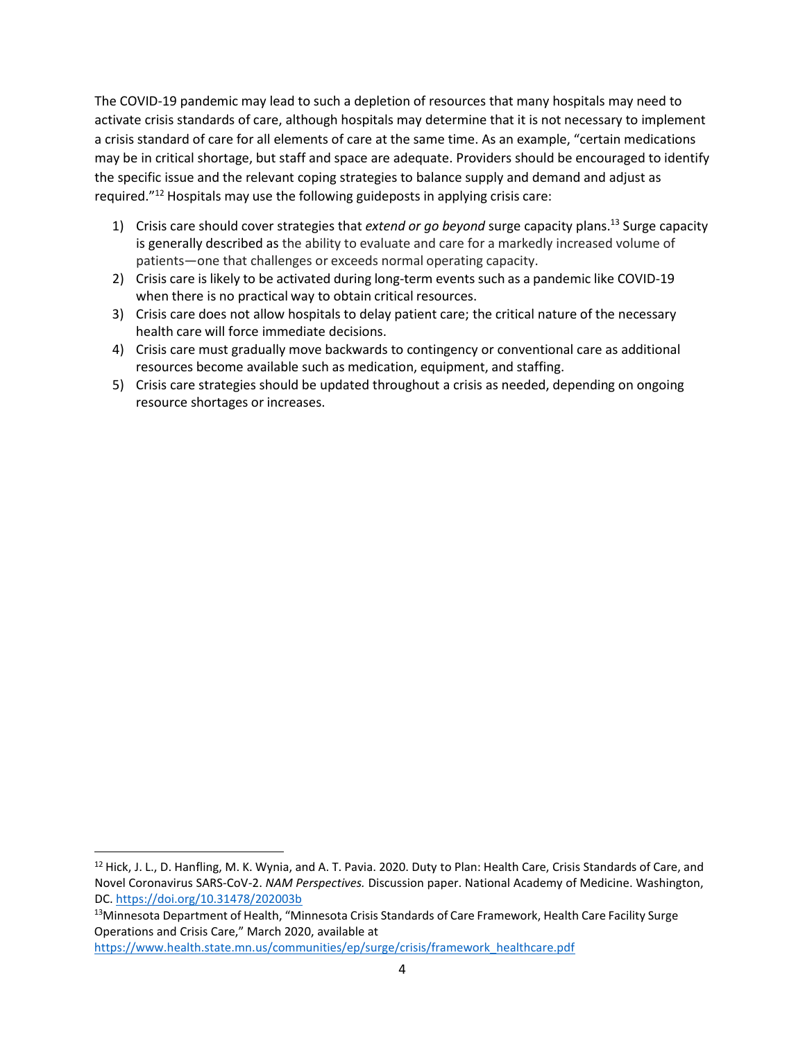The COVID-19 pandemic may lead to such a depletion of resources that many hospitals may need to activate crisis standards of care, although hospitals may determine that it is not necessary to implement a crisis standard of care for all elements of care at the same time. As an example, "certain medications may be in critical shortage, but staff and space are adequate. Providers should be encouraged to identify the specific issue and the relevant coping strategies to balance supply and demand and adjust as required."[12] Hospitals may use the following guideposts in applying crisis care:

1) Crisis care should cover strategies that *extend or go beyond* surge capacity plans.[13] Surge capacity is generally described as the ability to evaluate and care for a markedly increased volume of patients—one that challenges or exceeds normal operating capacity.
2) Crisis care is likely to be activated during long-term events such as a pandemic like COVID-19 when there is no practical way to obtain critical resources.
3) Crisis care does not allow hospitals to delay patient care; the critical nature of the necessary health care will force immediate decisions.
4) Crisis care must gradually move backwards to contingency or conventional care as additional resources become available such as medication, equipment, and staffing.
5) Crisis care strategies should be updated throughout a crisis as needed, depending on ongoing resource shortages or increases.

---

[12] Hick, J. L., D. Hanfling, M. K. Wynia, and A. T. Pavia. 2020. Duty to Plan: Health Care, Crisis Standards of Care, and Novel Coronavirus SARS-CoV-2. *NAM Perspectives.* Discussion paper. National Academy of Medicine. Washington, DC. https://doi.org/10.31478/202003b

[13] Minnesota Department of Health, "Minnesota Crisis Standards of Care Framework, Health Care Facility Surge Operations and Crisis Care," March 2020, available at https://www.health.state.mn.us/communities/ep/surge/crisis/framework_healthcare.pdf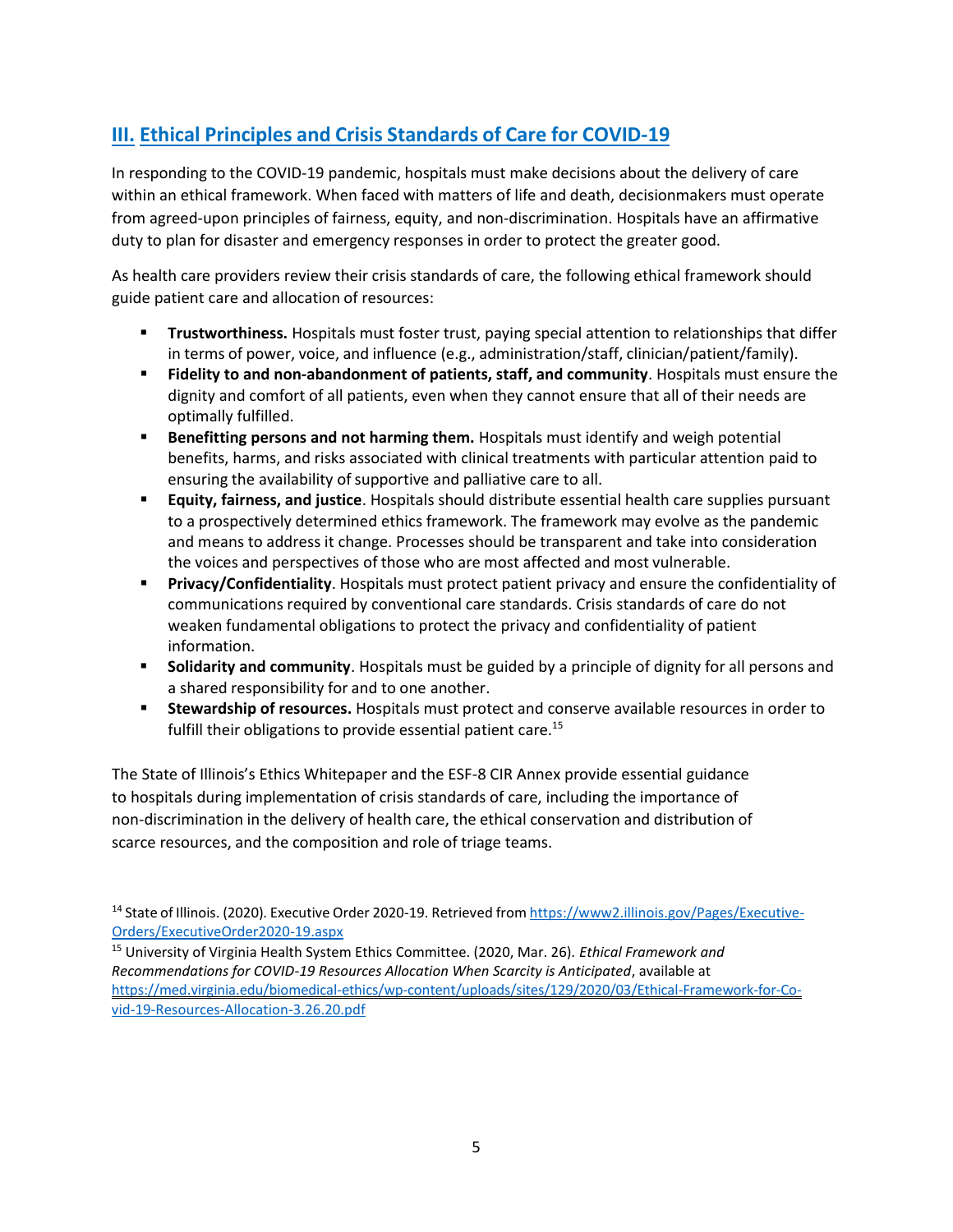## III. Ethical Principles and Crisis Standards of Care for COVID-19

In responding to the COVID-19 pandemic, hospitals must make decisions about the delivery of care within an ethical framework. When faced with matters of life and death, decisionmakers must operate from agreed-upon principles of fairness, equity, and non-discrimination. Hospitals have an affirmative duty to plan for disaster and emergency responses in order to protect the greater good.

As health care providers review their crisis standards of care, the following ethical framework should guide patient care and allocation of resources:

- **Trustworthiness.** Hospitals must foster trust, paying special attention to relationships that differ in terms of power, voice, and influence (e.g., administration/staff, clinician/patient/family).
- **Fidelity to and non-abandonment of patients, staff, and community**. Hospitals must ensure the dignity and comfort of all patients, even when they cannot ensure that all of their needs are optimally fulfilled.
- **Benefitting persons and not harming them.** Hospitals must identify and weigh potential benefits, harms, and risks associated with clinical treatments with particular attention paid to ensuring the availability of supportive and palliative care to all.
- **Equity, fairness, and justice**. Hospitals should distribute essential health care supplies pursuant to a prospectively determined ethics framework. The framework may evolve as the pandemic and means to address it change. Processes should be transparent and take into consideration the voices and perspectives of those who are most affected and most vulnerable.
- **Privacy/Confidentiality**. Hospitals must protect patient privacy and ensure the confidentiality of communications required by conventional care standards. Crisis standards of care do not weaken fundamental obligations to protect the privacy and confidentiality of patient information.
- **Solidarity and community**. Hospitals must be guided by a principle of dignity for all persons and a shared responsibility for and to one another.
- **Stewardship of resources.** Hospitals must protect and conserve available resources in order to fulfill their obligations to provide essential patient care.[15]

The State of Illinois's Ethics Whitepaper and the ESF-8 CIR Annex provide essential guidance to hospitals during implementation of crisis standards of care, including the importance of non-discrimination in the delivery of health care, the ethical conservation and distribution of scarce resources, and the composition and role of triage teams.

---

[14] State of Illinois. (2020). Executive Order 2020-19. Retrieved from https://www2.illinois.gov/Pages/Executive-Orders/ExecutiveOrder2020-19.aspx

[15] University of Virginia Health System Ethics Committee. (2020, Mar. 26). *Ethical Framework and Recommendations for COVID-19 Resources Allocation When Scarcity is Anticipated*, available at https://med.virginia.edu/biomedical-ethics/wp-content/uploads/sites/129/2020/03/Ethical-Framework-for-Covid-19-Resources-Allocation-3.26.20.pdf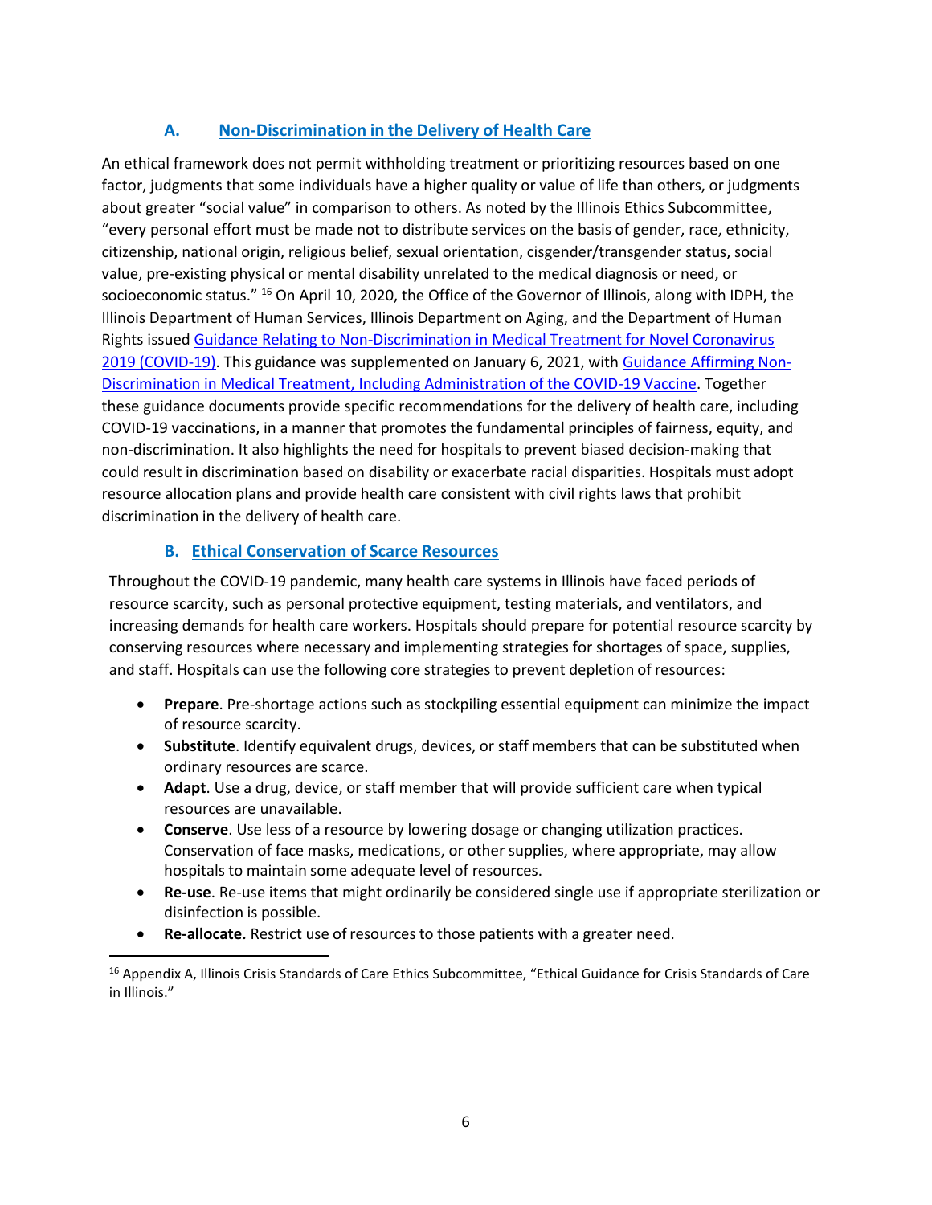## A. Non-Discrimination in the Delivery of Health Care

An ethical framework does not permit withholding treatment or prioritizing resources based on one factor, judgments that some individuals have a higher quality or value of life than others, or judgments about greater "social value" in comparison to others. As noted by the Illinois Ethics Subcommittee, "every personal effort must be made not to distribute services on the basis of gender, race, ethnicity, citizenship, national origin, religious belief, sexual orientation, cisgender/transgender status, social value, pre-existing physical or mental disability unrelated to the medical diagnosis or need, or socioeconomic status." [16] On April 10, 2020, the Office of the Governor of Illinois, along with IDPH, the Illinois Department of Human Services, Illinois Department on Aging, and the Department of Human Rights issued Guidance Relating to Non-Discrimination in Medical Treatment for Novel Coronavirus 2019 (COVID-19). This guidance was supplemented on January 6, 2021, with Guidance Affirming Non-Discrimination in Medical Treatment, Including Administration of the COVID-19 Vaccine. Together these guidance documents provide specific recommendations for the delivery of health care, including COVID-19 vaccinations, in a manner that promotes the fundamental principles of fairness, equity, and non-discrimination. It also highlights the need for hospitals to prevent biased decision-making that could result in discrimination based on disability or exacerbate racial disparities. Hospitals must adopt resource allocation plans and provide health care consistent with civil rights laws that prohibit discrimination in the delivery of health care.

## B. Ethical Conservation of Scarce Resources

Throughout the COVID-19 pandemic, many health care systems in Illinois have faced periods of resource scarcity, such as personal protective equipment, testing materials, and ventilators, and increasing demands for health care workers. Hospitals should prepare for potential resource scarcity by conserving resources where necessary and implementing strategies for shortages of space, supplies, and staff. Hospitals can use the following core strategies to prevent depletion of resources:

- **Prepare**. Pre-shortage actions such as stockpiling essential equipment can minimize the impact of resource scarcity.
- **Substitute**. Identify equivalent drugs, devices, or staff members that can be substituted when ordinary resources are scarce.
- **Adapt**. Use a drug, device, or staff member that will provide sufficient care when typical resources are unavailable.
- **Conserve**. Use less of a resource by lowering dosage or changing utilization practices. Conservation of face masks, medications, or other supplies, where appropriate, may allow hospitals to maintain some adequate level of resources.
- **Re-use**. Re-use items that might ordinarily be considered single use if appropriate sterilization or disinfection is possible.
- **Re-allocate.** Restrict use of resources to those patients with a greater need.

[16] Appendix A, Illinois Crisis Standards of Care Ethics Subcommittee, "Ethical Guidance for Crisis Standards of Care in Illinois."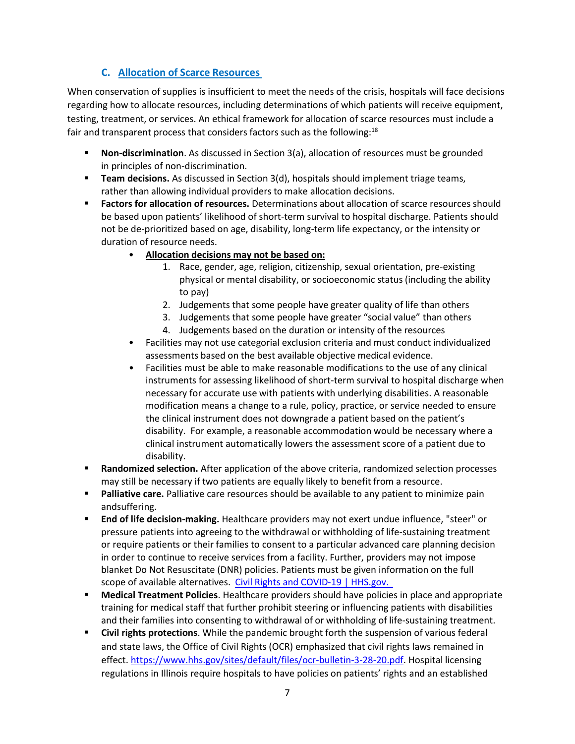### C. [Allocation of Scarce Resources](#)

When conservation of supplies is insufficient to meet the needs of the crisis, hospitals will face decisions regarding how to allocate resources, including determinations of which patients will receive equipment, testing, treatment, or services. An ethical framework for allocation of scarce resources must include a fair and transparent process that considers factors such as the following:[18]

- **Non-discrimination**. As discussed in Section 3(a), allocation of resources must be grounded in principles of non-discrimination.
- **Team decisions.** As discussed in Section 3(d), hospitals should implement triage teams, rather than allowing individual providers to make allocation decisions.
- **Factors for allocation of resources.** Determinations about allocation of scarce resources should be based upon patients' likelihood of short-term survival to hospital discharge. Patients should not be de-prioritized based on age, disability, long-term life expectancy, or the intensity or duration of resource needs.
    - <u>**Allocation decisions may not be based on:**</u>
        1. Race, gender, age, religion, citizenship, sexual orientation, pre-existing physical or mental disability, or socioeconomic status (including the ability to pay)
        2. Judgements that some people have greater quality of life than others
        3. Judgements that some people have greater "social value" than others
        4. Judgements based on the duration or intensity of the resources
    - Facilities may not use categorial exclusion criteria and must conduct individualized assessments based on the best available objective medical evidence.
    - Facilities must be able to make reasonable modifications to the use of any clinical instruments for assessing likelihood of short-term survival to hospital discharge when necessary for accurate use with patients with underlying disabilities. A reasonable modification means a change to a rule, policy, practice, or service needed to ensure the clinical instrument does not downgrade a patient based on the patient's disability. For example, a reasonable accommodation would be necessary where a clinical instrument automatically lowers the assessment score of a patient due to disability.
- **Randomized selection.** After application of the above criteria, randomized selection processes may still be necessary if two patients are equally likely to benefit from a resource.
- **Palliative care.** Palliative care resources should be available to any patient to minimize pain andsuffering.
- **End of life decision-making.** Healthcare providers may not exert undue influence, "steer" or pressure patients into agreeing to the withdrawal or withholding of life-sustaining treatment or require patients or their families to consent to a particular advanced care planning decision in order to continue to receive services from a facility. Further, providers may not impose blanket Do Not Resuscitate (DNR) policies. Patients must be given information on the full scope of available alternatives. [Civil Rights and COVID-19 | HHS.gov.](#)
- **Medical Treatment Policies**. Healthcare providers should have policies in place and appropriate training for medical staff that further prohibit steering or influencing patients with disabilities and their families into consenting to withdrawal of or withholding of life-sustaining treatment.
- **Civil rights protections**. While the pandemic brought forth the suspension of various federal and state laws, the Office of Civil Rights (OCR) emphasized that civil rights laws remained in effect. https://www.hhs.gov/sites/default/files/ocr-bulletin-3-28-20.pdf. Hospital licensing regulations in Illinois require hospitals to have policies on patients' rights and an established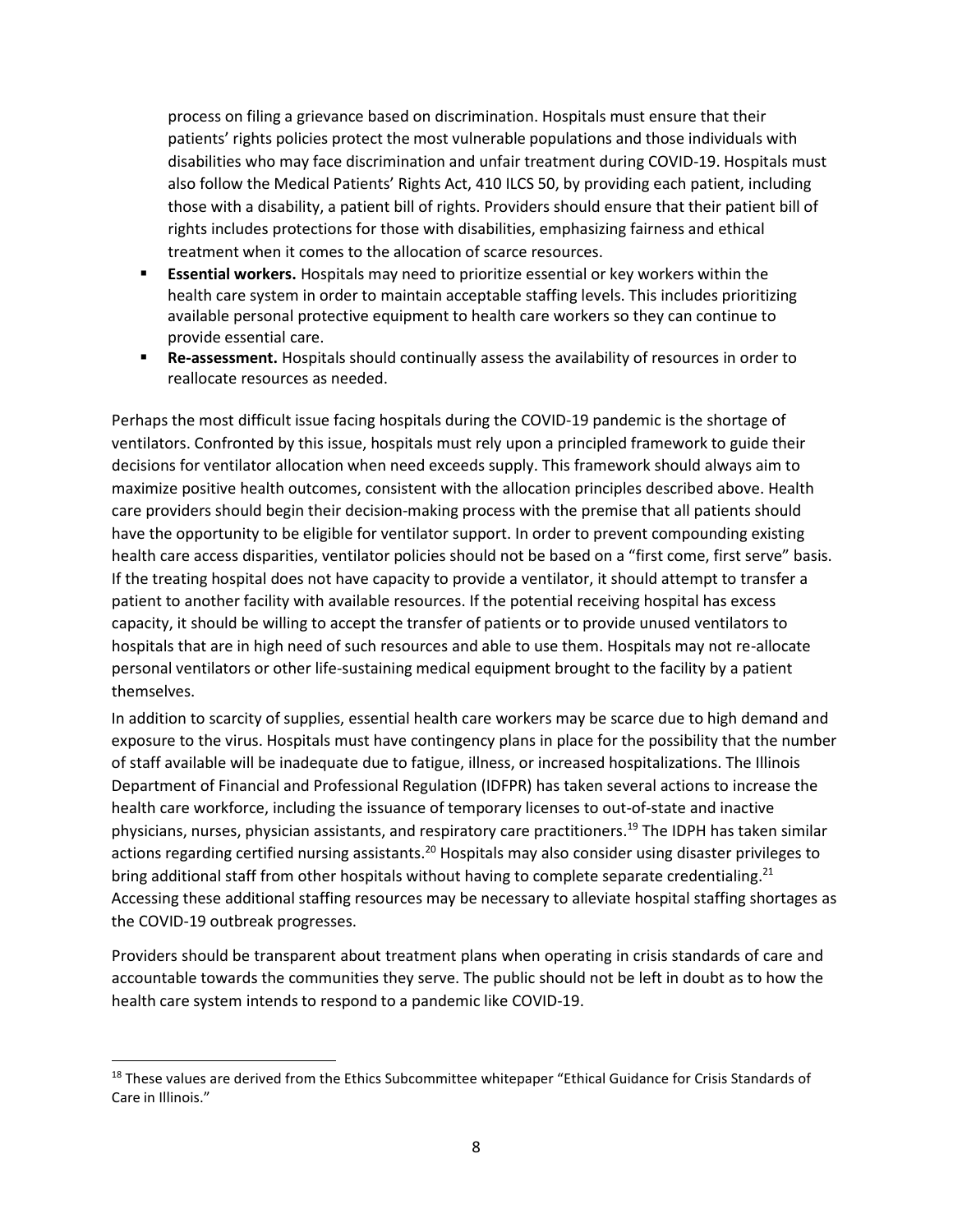process on filing a grievance based on discrimination. Hospitals must ensure that their patients' rights policies protect the most vulnerable populations and those individuals with disabilities who may face discrimination and unfair treatment during COVID-19. Hospitals must also follow the Medical Patients' Rights Act, 410 ILCS 50, by providing each patient, including those with a disability, a patient bill of rights. Providers should ensure that their patient bill of rights includes protections for those with disabilities, emphasizing fairness and ethical treatment when it comes to the allocation of scarce resources.

- **Essential workers.** Hospitals may need to prioritize essential or key workers within the health care system in order to maintain acceptable staffing levels. This includes prioritizing available personal protective equipment to health care workers so they can continue to provide essential care.
- **Re-assessment.** Hospitals should continually assess the availability of resources in order to reallocate resources as needed.

Perhaps the most difficult issue facing hospitals during the COVID-19 pandemic is the shortage of ventilators. Confronted by this issue, hospitals must rely upon a principled framework to guide their decisions for ventilator allocation when need exceeds supply. This framework should always aim to maximize positive health outcomes, consistent with the allocation principles described above. Health care providers should begin their decision-making process with the premise that all patients should have the opportunity to be eligible for ventilator support. In order to prevent compounding existing health care access disparities, ventilator policies should not be based on a "first come, first serve" basis. If the treating hospital does not have capacity to provide a ventilator, it should attempt to transfer a patient to another facility with available resources. If the potential receiving hospital has excess capacity, it should be willing to accept the transfer of patients or to provide unused ventilators to hospitals that are in high need of such resources and able to use them. Hospitals may not re-allocate personal ventilators or other life-sustaining medical equipment brought to the facility by a patient themselves.

In addition to scarcity of supplies, essential health care workers may be scarce due to high demand and exposure to the virus. Hospitals must have contingency plans in place for the possibility that the number of staff available will be inadequate due to fatigue, illness, or increased hospitalizations. The Illinois Department of Financial and Professional Regulation (IDFPR) has taken several actions to increase the health care workforce, including the issuance of temporary licenses to out-of-state and inactive physicians, nurses, physician assistants, and respiratory care practitioners.[19] The IDPH has taken similar actions regarding certified nursing assistants.[20] Hospitals may also consider using disaster privileges to bring additional staff from other hospitals without having to complete separate credentialing.[21] Accessing these additional staffing resources may be necessary to alleviate hospital staffing shortages as the COVID-19 outbreak progresses.

Providers should be transparent about treatment plans when operating in crisis standards of care and accountable towards the communities they serve. The public should not be left in doubt as to how the health care system intends to respond to a pandemic like COVID-19.

---

[18] These values are derived from the Ethics Subcommittee whitepaper "Ethical Guidance for Crisis Standards of Care in Illinois."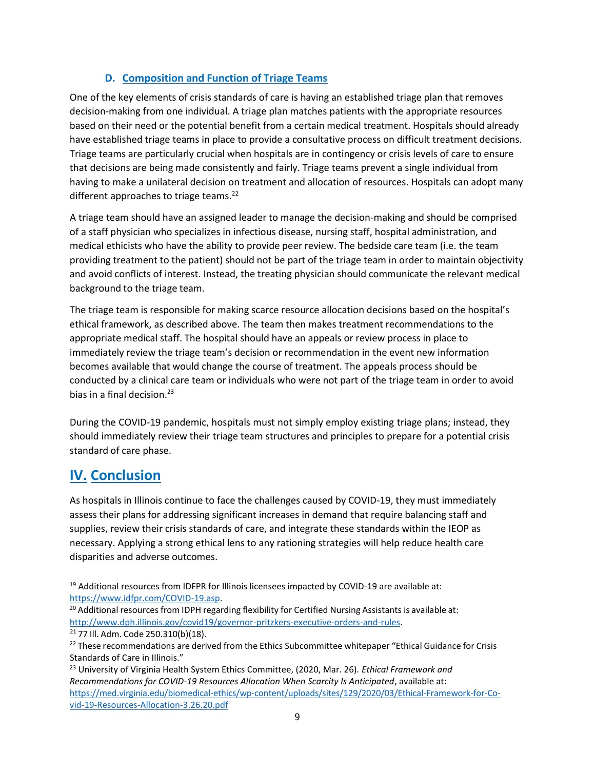### D. Composition and Function of Triage Teams

One of the key elements of crisis standards of care is having an established triage plan that removes decision-making from one individual. A triage plan matches patients with the appropriate resources based on their need or the potential benefit from a certain medical treatment. Hospitals should already have established triage teams in place to provide a consultative process on difficult treatment decisions. Triage teams are particularly crucial when hospitals are in contingency or crisis levels of care to ensure that decisions are being made consistently and fairly. Triage teams prevent a single individual from having to make a unilateral decision on treatment and allocation of resources. Hospitals can adopt many different approaches to triage teams.[22]

A triage team should have an assigned leader to manage the decision-making and should be comprised of a staff physician who specializes in infectious disease, nursing staff, hospital administration, and medical ethicists who have the ability to provide peer review. The bedside care team (i.e. the team providing treatment to the patient) should not be part of the triage team in order to maintain objectivity and avoid conflicts of interest. Instead, the treating physician should communicate the relevant medical background to the triage team.

The triage team is responsible for making scarce resource allocation decisions based on the hospital's ethical framework, as described above. The team then makes treatment recommendations to the appropriate medical staff. The hospital should have an appeals or review process in place to immediately review the triage team's decision or recommendation in the event new information becomes available that would change the course of treatment. The appeals process should be conducted by a clinical care team or individuals who were not part of the triage team in order to avoid bias in a final decision.[23]

During the COVID-19 pandemic, hospitals must not simply employ existing triage plans; instead, they should immediately review their triage team structures and principles to prepare for a potential crisis standard of care phase.

## IV. Conclusion

As hospitals in Illinois continue to face the challenges caused by COVID-19, they must immediately assess their plans for addressing significant increases in demand that require balancing staff and supplies, review their crisis standards of care, and integrate these standards within the IEOP as necessary. Applying a strong ethical lens to any rationing strategies will help reduce health care disparities and adverse outcomes.

---

[19] Additional resources from IDFPR for Illinois licensees impacted by COVID-19 are available at: https://www.idfpr.com/COVID-19.asp.

[20] Additional resources from IDPH regarding flexibility for Certified Nursing Assistants is available at: http://www.dph.illinois.gov/covid19/governor-pritzkers-executive-orders-and-rules.

[21] 77 Ill. Adm. Code 250.310(b)(18).

[22] These recommendations are derived from the Ethics Subcommittee whitepaper "Ethical Guidance for Crisis Standards of Care in Illinois."

[23] University of Virginia Health System Ethics Committee, (2020, Mar. 26). *Ethical Framework and Recommendations for COVID-19 Resources Allocation When Scarcity Is Anticipated*, available at: https://med.virginia.edu/biomedical-ethics/wp-content/uploads/sites/129/2020/03/Ethical-Framework-for-Co-vid-19-Resources-Allocation-3.26.20.pdf